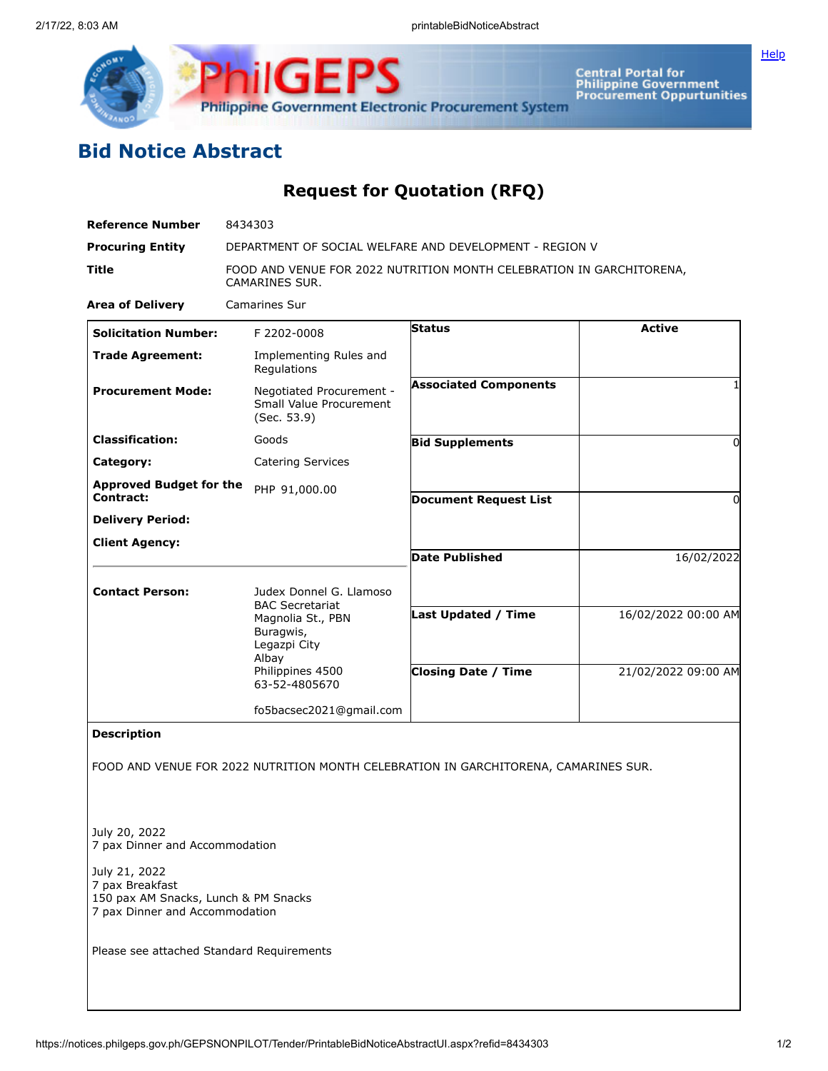## Bid Notice Abstract

### Request for Quotation (RFQ)

| | |
|---|---|
| **Reference Number** | 8434303 |
| **Procuring Entity** | DEPARTMENT OF SOCIAL WELFARE AND DEVELOPMENT - REGION V |
| **Title** | FOOD AND VENUE FOR 2022 NUTRITION MONTH CELEBRATION IN GARCHITORENA, CAMARINES SUR. |
| **Area of Delivery** | Camarines Sur |

| | | | |
|---|---|---|---|
| **Solicitation Number:** | F 2202-0008 | **Status** | Active |
| **Trade Agreement:** | Implementing Rules and Regulations | | |
| **Procurement Mode:** | Negotiated Procurement - Small Value Procurement (Sec. 53.9) | **Associated Components** | 1 |
| **Classification:** | Goods | **Bid Supplements** | 0 |
| **Category:** | Catering Services | | |
| **Approved Budget for the Contract:** | PHP 91,000.00 | **Document Request List** | 0 |
| **Delivery Period:** | | | |
| **Client Agency:** | | **Date Published** | 16/02/2022 |
| **Contact Person:** | Judex Donnel G. Llamoso<br>BAC Secretariat<br>Magnolia St., PBN<br>Buragwis,<br>Legazpi City<br>Albay<br>Philippines 4500<br>63-52-4805670<br><br>fo5bacsec2021@gmail.com | **Last Updated / Time** | 16/02/2022 00:00 AM |
| | | **Closing Date / Time** | 21/02/2022 09:00 AM |

**Description**

FOOD AND VENUE FOR 2022 NUTRITION MONTH CELEBRATION IN GARCHITORENA, CAMARINES SUR.

July 20, 2022
7 pax Dinner and Accommodation

July 21, 2022
7 pax Breakfast
150 pax AM Snacks, Lunch & PM Snacks
7 pax Dinner and Accommodation

Please see attached Standard Requirements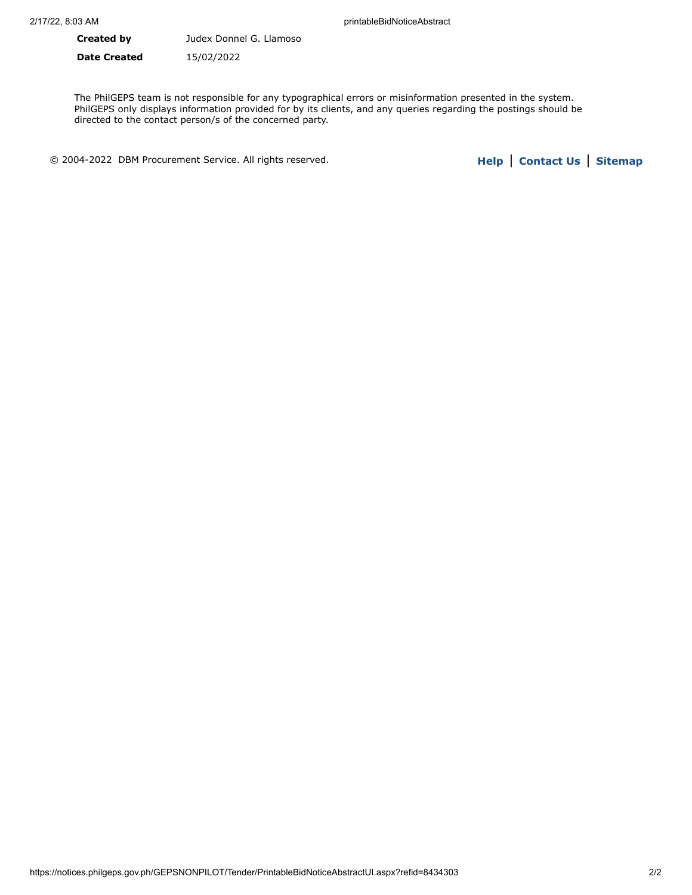| | |
|---|---|
| **Created by** | Judex Donnel G. Llamoso |
| **Date Created** | 15/02/2022 |

The PhilGEPS team is not responsible for any typographical errors or misinformation presented in the system. PhilGEPS only displays information provided for by its clients, and any queries regarding the postings should be directed to the contact person/s of the concerned party.

© 2004-2022 DBM Procurement Service. All rights reserved.

**Help** | **Contact Us** | **Sitemap**